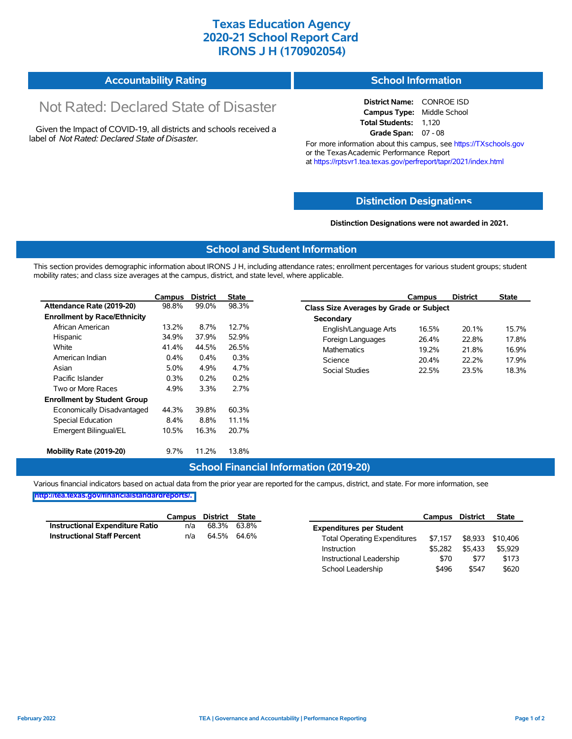# Texas Education Agency
# 2020-21 School Report Card
# IRONS J H (170902054)

## Accountability Rating

Not Rated: Declared State of Disaster

Given the Impact of COVID-19, all districts and schools received a label of *Not Rated: Declared State of Disaster*.

## School Information

**District Name:** CONROE ISD
**Campus Type:** Middle School
**Total Students:** 1,120
**Grade Span:** 07 - 08

For more information about this campus, see https://TXschools.gov or the Texas Academic Performance Report at https://rptsvr1.tea.texas.gov/perfreport/tapr/2021/index.html

## Distinction Designations

**Distinction Designations were not awarded in 2021.**

## School and Student Information

This section provides demographic information about IRONS J H, including attendance rates; enrollment percentages for various student groups; student mobility rates; and class size averages at the campus, district, and state level, where applicable.

| | Campus | District | State |
|---|---|---|---|
| **Attendance Rate (2019-20)** | 98.8% | 99.0% | 98.3% |
| **Enrollment by Race/Ethnicity** | | | |
| African American | 13.2% | 8.7% | 12.7% |
| Hispanic | 34.9% | 37.9% | 52.9% |
| White | 41.4% | 44.5% | 26.5% |
| American Indian | 0.4% | 0.4% | 0.3% |
| Asian | 5.0% | 4.9% | 4.7% |
| Pacific Islander | 0.3% | 0.2% | 0.2% |
| Two or More Races | 4.9% | 3.3% | 2.7% |
| **Enrollment by Student Group** | | | |
| Economically Disadvantaged | 44.3% | 39.8% | 60.3% |
| Special Education | 8.4% | 8.8% | 11.1% |
| Emergent Bilingual/EL | 10.5% | 16.3% | 20.7% |
| **Mobility Rate (2019-20)** | 9.7% | 11.2% | 13.8% |

| | Campus | District | State |
|---|---|---|---|
| **Class Size Averages by Grade or Subject** | | | |
| **Secondary** | | | |
| English/Language Arts | 16.5% | 20.1% | 15.7% |
| Foreign Languages | 26.4% | 22.8% | 17.8% |
| Mathematics | 19.2% | 21.8% | 16.9% |
| Science | 20.4% | 22.2% | 17.9% |
| Social Studies | 22.5% | 23.5% | 18.3% |

## School Financial Information (2019-20)

Various financial indicators based on actual data from the prior year are reported for the campus, district, and state. For more information, see http://tea.texas.gov/financialstandardreports/.

| | Campus | District | State |
|---|---|---|---|
| **Instructional Expenditure Ratio** | n/a | 68.3% | 63.8% |
| **Instructional Staff Percent** | n/a | 64.5% | 64.6% |

| | Campus | District | State |
|---|---|---|---|
| **Expenditures per Student** | | | |
| Total Operating Expenditures | $7,157 | $8,933 | $10,406 |
| Instruction | $5,282 | $5,433 | $5,929 |
| Instructional Leadership | $70 | $77 | $173 |
| School Leadership | $496 | $547 | $620 |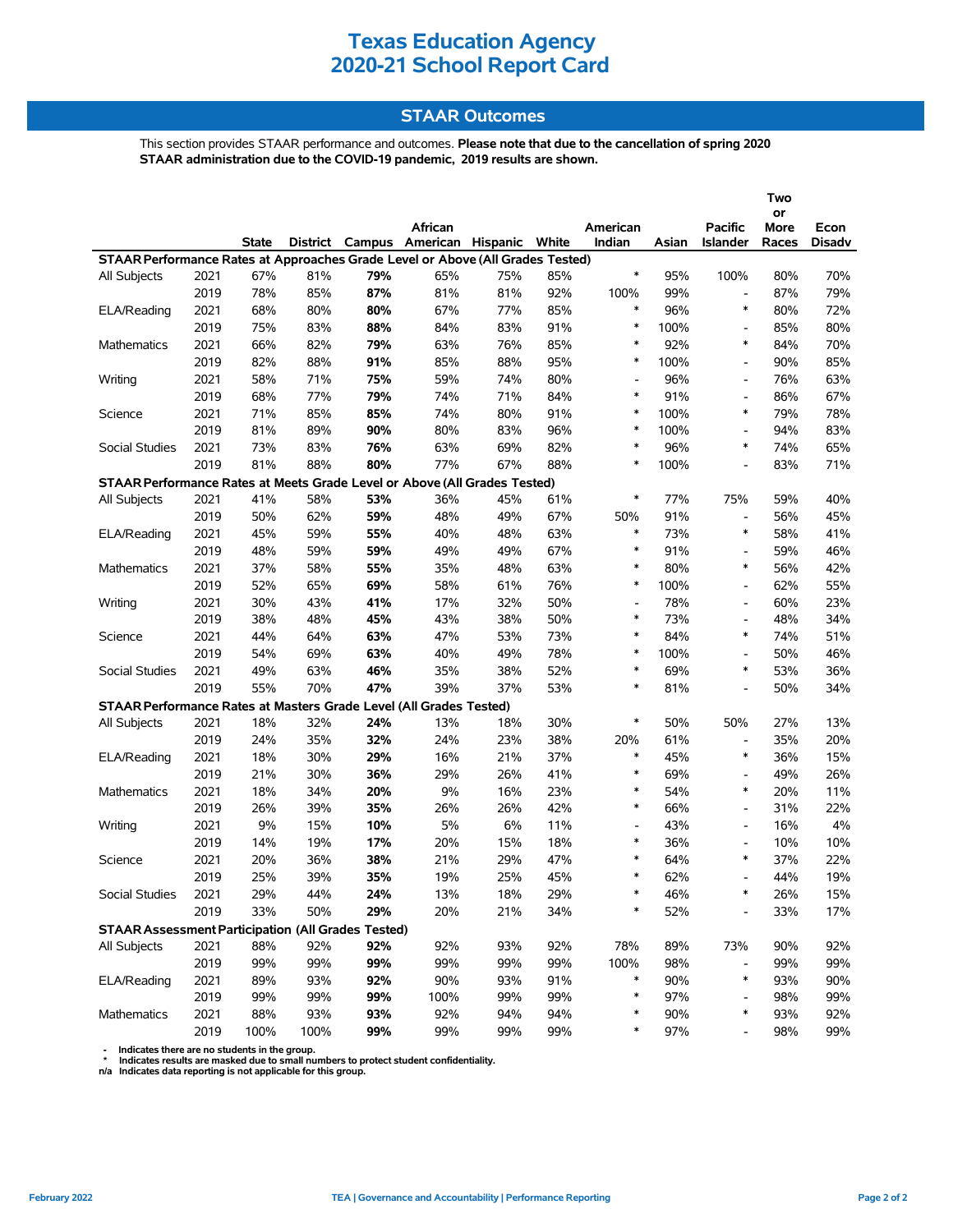# Texas Education Agency
# 2020-21 School Report Card

## STAAR Outcomes

This section provides STAAR performance and outcomes. **Please note that due to the cancellation of spring 2020 STAAR administration due to the COVID-19 pandemic, 2019 results are shown.**

| | | State | District | Campus | African American | Hispanic | White | American Indian | Asian | Pacific Islander | Two or More Races | Econ Disadv |
|---|---|---|---|---|---|---|---|---|---|---|---|---|
| **STAAR Performance Rates at Approaches Grade Level or Above (All Grades Tested)** | | | | | | | | | | | | |
| All Subjects | 2021 | 67% | 81% | **79%** | 65% | 75% | 85% | * | 95% | 100% | 80% | 70% |
| | 2019 | 78% | 85% | **87%** | 81% | 81% | 92% | 100% | 99% | - | 87% | 79% |
| ELA/Reading | 2021 | 68% | 80% | **80%** | 67% | 77% | 85% | * | 96% | * | 80% | 72% |
| | 2019 | 75% | 83% | **88%** | 84% | 83% | 91% | * | 100% | - | 85% | 80% |
| Mathematics | 2021 | 66% | 82% | **79%** | 63% | 76% | 85% | * | 92% | * | 84% | 70% |
| | 2019 | 82% | 88% | **91%** | 85% | 88% | 95% | * | 100% | - | 90% | 85% |
| Writing | 2021 | 58% | 71% | **75%** | 59% | 74% | 80% | - | 96% | - | 76% | 63% |
| | 2019 | 68% | 77% | **79%** | 74% | 71% | 84% | * | 91% | - | 86% | 67% |
| Science | 2021 | 71% | 85% | **85%** | 74% | 80% | 91% | * | 100% | * | 79% | 78% |
| | 2019 | 81% | 89% | **90%** | 80% | 83% | 96% | * | 100% | - | 94% | 83% |
| Social Studies | 2021 | 73% | 83% | **76%** | 63% | 69% | 82% | * | 96% | * | 74% | 65% |
| | 2019 | 81% | 88% | **80%** | 77% | 67% | 88% | * | 100% | - | 83% | 71% |
| **STAAR Performance Rates at Meets Grade Level or Above (All Grades Tested)** | | | | | | | | | | | | |
| All Subjects | 2021 | 41% | 58% | **53%** | 36% | 45% | 61% | * | 77% | 75% | 59% | 40% |
| | 2019 | 50% | 62% | **59%** | 48% | 49% | 67% | 50% | 91% | - | 56% | 45% |
| ELA/Reading | 2021 | 45% | 59% | **55%** | 40% | 48% | 63% | * | 73% | * | 58% | 41% |
| | 2019 | 48% | 59% | **59%** | 49% | 49% | 67% | * | 91% | - | 59% | 46% |
| Mathematics | 2021 | 37% | 58% | **55%** | 35% | 48% | 63% | * | 80% | * | 56% | 42% |
| | 2019 | 52% | 65% | **69%** | 58% | 61% | 76% | * | 100% | - | 62% | 55% |
| Writing | 2021 | 30% | 43% | **41%** | 17% | 32% | 50% | - | 78% | - | 60% | 23% |
| | 2019 | 38% | 48% | **45%** | 43% | 38% | 50% | * | 73% | - | 48% | 34% |
| Science | 2021 | 44% | 64% | **63%** | 47% | 53% | 73% | * | 84% | * | 74% | 51% |
| | 2019 | 54% | 69% | **63%** | 40% | 49% | 78% | * | 100% | - | 50% | 46% |
| Social Studies | 2021 | 49% | 63% | **46%** | 35% | 38% | 52% | * | 69% | * | 53% | 36% |
| | 2019 | 55% | 70% | **47%** | 39% | 37% | 53% | * | 81% | - | 50% | 34% |
| **STAAR Performance Rates at Masters Grade Level (All Grades Tested)** | | | | | | | | | | | | |
| All Subjects | 2021 | 18% | 32% | **24%** | 13% | 18% | 30% | * | 50% | 50% | 27% | 13% |
| | 2019 | 24% | 35% | **32%** | 24% | 23% | 38% | 20% | 61% | - | 35% | 20% |
| ELA/Reading | 2021 | 18% | 30% | **29%** | 16% | 21% | 37% | * | 45% | * | 36% | 15% |
| | 2019 | 21% | 30% | **36%** | 29% | 26% | 41% | * | 69% | - | 49% | 26% |
| Mathematics | 2021 | 18% | 34% | **20%** | 9% | 16% | 23% | * | 54% | * | 20% | 11% |
| | 2019 | 26% | 39% | **35%** | 26% | 26% | 42% | * | 66% | - | 31% | 22% |
| Writing | 2021 | 9% | 15% | **10%** | 5% | 6% | 11% | - | 43% | - | 16% | 4% |
| | 2019 | 14% | 19% | **17%** | 20% | 15% | 18% | * | 36% | - | 10% | 10% |
| Science | 2021 | 20% | 36% | **38%** | 21% | 29% | 47% | * | 64% | * | 37% | 22% |
| | 2019 | 25% | 39% | **35%** | 19% | 25% | 45% | * | 62% | - | 44% | 19% |
| Social Studies | 2021 | 29% | 44% | **24%** | 13% | 18% | 29% | * | 46% | * | 26% | 15% |
| | 2019 | 33% | 50% | **29%** | 20% | 21% | 34% | * | 52% | - | 33% | 17% |
| **STAAR Assessment Participation (All Grades Tested)** | | | | | | | | | | | | |
| All Subjects | 2021 | 88% | 92% | **92%** | 92% | 93% | 92% | 78% | 89% | 73% | 90% | 92% |
| | 2019 | 99% | 99% | **99%** | 99% | 99% | 99% | 100% | 98% | - | 99% | 99% |
| ELA/Reading | 2021 | 89% | 93% | **92%** | 90% | 93% | 91% | * | 90% | * | 93% | 90% |
| | 2019 | 99% | 99% | **99%** | 100% | 99% | 99% | * | 97% | - | 98% | 99% |
| Mathematics | 2021 | 88% | 93% | **93%** | 92% | 94% | 94% | * | 90% | * | 93% | 92% |
| | 2019 | 100% | 100% | **99%** | 99% | 99% | 99% | * | 97% | - | 98% | 99% |

- Indicates there are no students in the group.
* Indicates results are masked due to small numbers to protect student confidentiality.
n/a Indicates data reporting is not applicable for this group.